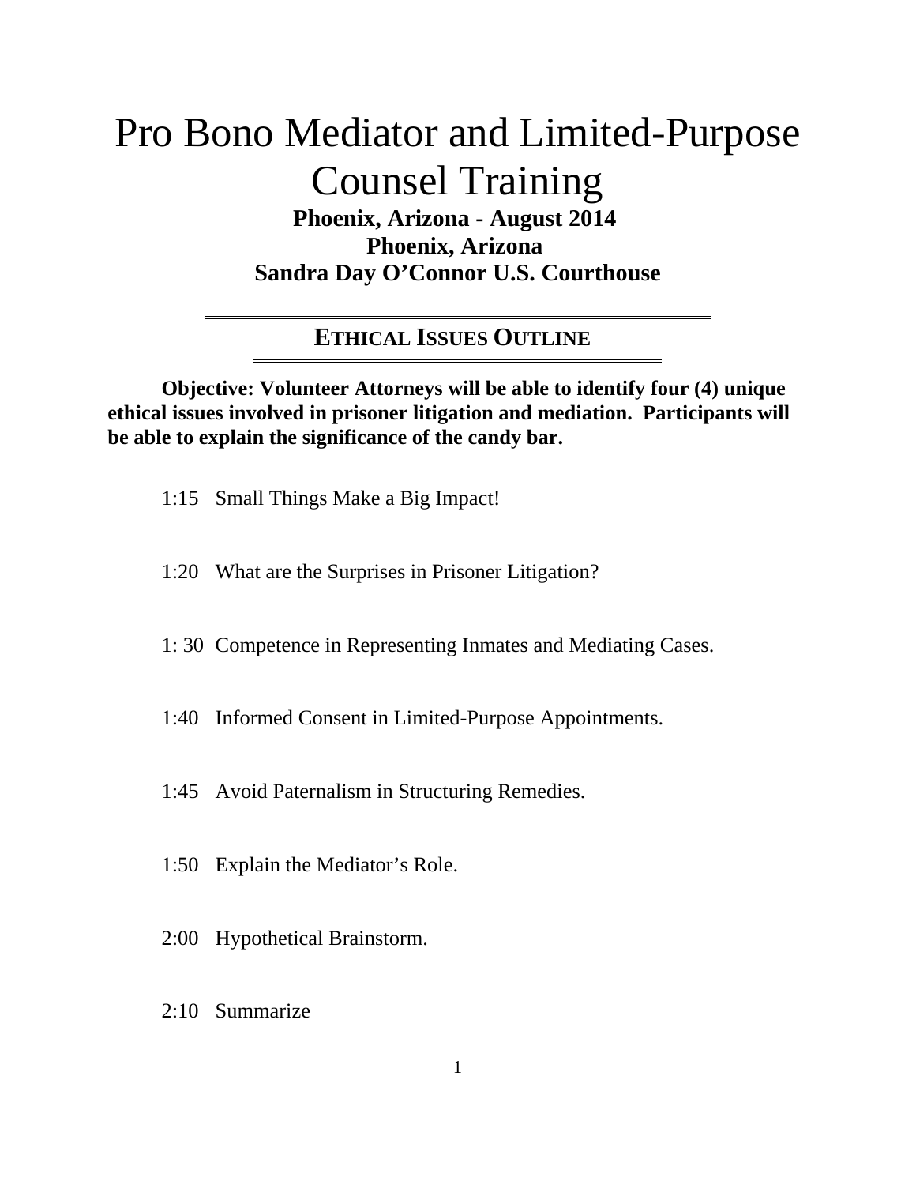# Pro Bono Mediator and Limited-Purpose Counsel Training

**Phoenix, Arizona - August 2014**
**Phoenix, Arizona**
**Sandra Day O'Connor U.S. Courthouse**

## ETHICAL ISSUES OUTLINE

**Objective: Volunteer Attorneys will be able to identify four (4) unique ethical issues involved in prisoner litigation and mediation. Participants will be able to explain the significance of the candy bar.**

1:15 Small Things Make a Big Impact!

1:20 What are the Surprises in Prisoner Litigation?

1: 30 Competence in Representing Inmates and Mediating Cases.

1:40 Informed Consent in Limited-Purpose Appointments.

1:45 Avoid Paternalism in Structuring Remedies.

1:50 Explain the Mediator's Role.

2:00 Hypothetical Brainstorm.

2:10 Summarize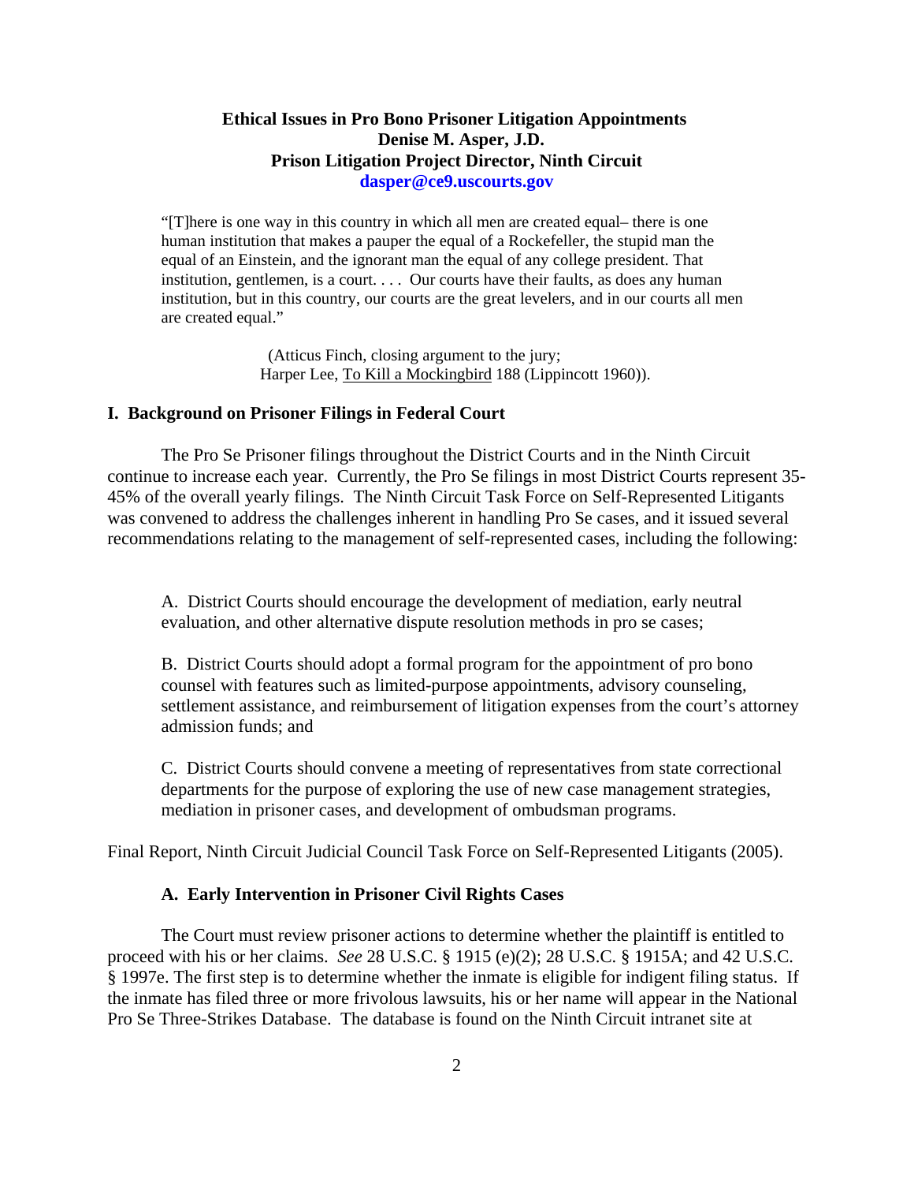**Ethical Issues in Pro Bono Prisoner Litigation Appointments**
**Denise M. Asper, J.D.**
**Prison Litigation Project Director, Ninth Circuit**
**dasper@ce9.uscourts.gov**

> "[T]here is one way in this country in which all men are created equal– there is one human institution that makes a pauper the equal of a Rockefeller, the stupid man the equal of an Einstein, and the ignorant man the equal of any college president. That institution, gentlemen, is a court. . . . Our courts have their faults, as does any human institution, but in this country, our courts are the great levelers, and in our courts all men are created equal."
>
> (Atticus Finch, closing argument to the jury; Harper Lee, To Kill a Mockingbird 188 (Lippincott 1960)).

## I. Background on Prisoner Filings in Federal Court

The Pro Se Prisoner filings throughout the District Courts and in the Ninth Circuit continue to increase each year. Currently, the Pro Se filings in most District Courts represent 35-45% of the overall yearly filings. The Ninth Circuit Task Force on Self-Represented Litigants was convened to address the challenges inherent in handling Pro Se cases, and it issued several recommendations relating to the management of self-represented cases, including the following:

A. District Courts should encourage the development of mediation, early neutral evaluation, and other alternative dispute resolution methods in pro se cases;

B. District Courts should adopt a formal program for the appointment of pro bono counsel with features such as limited-purpose appointments, advisory counseling, settlement assistance, and reimbursement of litigation expenses from the court's attorney admission funds; and

C. District Courts should convene a meeting of representatives from state correctional departments for the purpose of exploring the use of new case management strategies, mediation in prisoner cases, and development of ombudsman programs.

Final Report, Ninth Circuit Judicial Council Task Force on Self-Represented Litigants (2005).

### A. Early Intervention in Prisoner Civil Rights Cases

The Court must review prisoner actions to determine whether the plaintiff is entitled to proceed with his or her claims. *See* 28 U.S.C. § 1915 (e)(2); 28 U.S.C. § 1915A; and 42 U.S.C. § 1997e. The first step is to determine whether the inmate is eligible for indigent filing status. If the inmate has filed three or more frivolous lawsuits, his or her name will appear in the National Pro Se Three-Strikes Database. The database is found on the Ninth Circuit intranet site at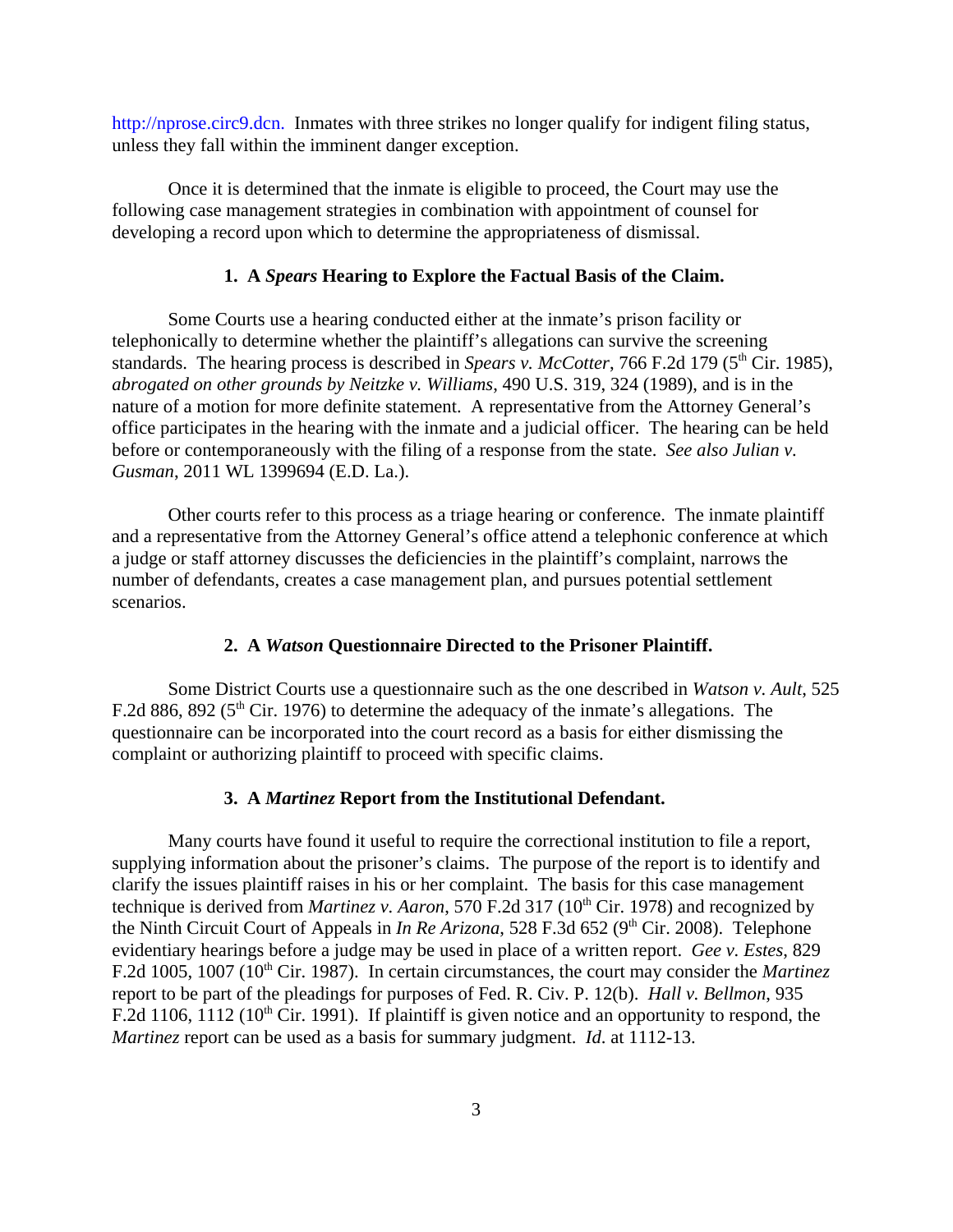http://nprose.circ9.dcn. Inmates with three strikes no longer qualify for indigent filing status, unless they fall within the imminent danger exception.

Once it is determined that the inmate is eligible to proceed, the Court may use the following case management strategies in combination with appointment of counsel for developing a record upon which to determine the appropriateness of dismissal.

### 1. A *Spears* Hearing to Explore the Factual Basis of the Claim.

Some Courts use a hearing conducted either at the inmate's prison facility or telephonically to determine whether the plaintiff's allegations can survive the screening standards. The hearing process is described in *Spears v. McCotter*, 766 F.2d 179 (5th Cir. 1985), *abrogated on other grounds by Neitzke v. Williams*, 490 U.S. 319, 324 (1989), and is in the nature of a motion for more definite statement. A representative from the Attorney General's office participates in the hearing with the inmate and a judicial officer. The hearing can be held before or contemporaneously with the filing of a response from the state. *See also Julian v. Gusman*, 2011 WL 1399694 (E.D. La.).

Other courts refer to this process as a triage hearing or conference. The inmate plaintiff and a representative from the Attorney General's office attend a telephonic conference at which a judge or staff attorney discusses the deficiencies in the plaintiff's complaint, narrows the number of defendants, creates a case management plan, and pursues potential settlement scenarios.

### 2. A *Watson* Questionnaire Directed to the Prisoner Plaintiff.

Some District Courts use a questionnaire such as the one described in *Watson v. Ault*, 525 F.2d 886, 892 (5th Cir. 1976) to determine the adequacy of the inmate's allegations. The questionnaire can be incorporated into the court record as a basis for either dismissing the complaint or authorizing plaintiff to proceed with specific claims.

### 3. A *Martinez* Report from the Institutional Defendant.

Many courts have found it useful to require the correctional institution to file a report, supplying information about the prisoner's claims. The purpose of the report is to identify and clarify the issues plaintiff raises in his or her complaint. The basis for this case management technique is derived from *Martinez v. Aaron*, 570 F.2d 317 (10th Cir. 1978) and recognized by the Ninth Circuit Court of Appeals in *In Re Arizona*, 528 F.3d 652 (9th Cir. 2008). Telephone evidentiary hearings before a judge may be used in place of a written report. *Gee v. Estes*, 829 F.2d 1005, 1007 (10th Cir. 1987). In certain circumstances, the court may consider the *Martinez* report to be part of the pleadings for purposes of Fed. R. Civ. P. 12(b). *Hall v. Bellmon*, 935 F.2d 1106, 1112 (10th Cir. 1991). If plaintiff is given notice and an opportunity to respond, the *Martinez* report can be used as a basis for summary judgment. *Id*. at 1112-13.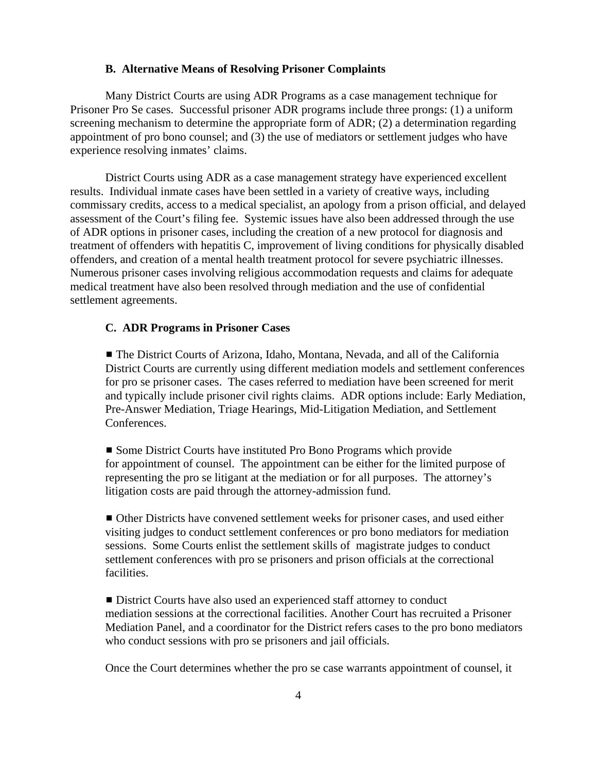### B. Alternative Means of Resolving Prisoner Complaints

Many District Courts are using ADR Programs as a case management technique for Prisoner Pro Se cases. Successful prisoner ADR programs include three prongs: (1) a uniform screening mechanism to determine the appropriate form of ADR; (2) a determination regarding appointment of pro bono counsel; and (3) the use of mediators or settlement judges who have experience resolving inmates' claims.

District Courts using ADR as a case management strategy have experienced excellent results. Individual inmate cases have been settled in a variety of creative ways, including commissary credits, access to a medical specialist, an apology from a prison official, and delayed assessment of the Court's filing fee. Systemic issues have also been addressed through the use of ADR options in prisoner cases, including the creation of a new protocol for diagnosis and treatment of offenders with hepatitis C, improvement of living conditions for physically disabled offenders, and creation of a mental health treatment protocol for severe psychiatric illnesses. Numerous prisoner cases involving religious accommodation requests and claims for adequate medical treatment have also been resolved through mediation and the use of confidential settlement agreements.

### C. ADR Programs in Prisoner Cases

- The District Courts of Arizona, Idaho, Montana, Nevada, and all of the California District Courts are currently using different mediation models and settlement conferences for pro se prisoner cases. The cases referred to mediation have been screened for merit and typically include prisoner civil rights claims. ADR options include: Early Mediation, Pre-Answer Mediation, Triage Hearings, Mid-Litigation Mediation, and Settlement Conferences.

- Some District Courts have instituted Pro Bono Programs which provide for appointment of counsel. The appointment can be either for the limited purpose of representing the pro se litigant at the mediation or for all purposes. The attorney's litigation costs are paid through the attorney-admission fund.

- Other Districts have convened settlement weeks for prisoner cases, and used either visiting judges to conduct settlement conferences or pro bono mediators for mediation sessions. Some Courts enlist the settlement skills of magistrate judges to conduct settlement conferences with pro se prisoners and prison officials at the correctional facilities.

- District Courts have also used an experienced staff attorney to conduct mediation sessions at the correctional facilities. Another Court has recruited a Prisoner Mediation Panel, and a coordinator for the District refers cases to the pro bono mediators who conduct sessions with pro se prisoners and jail officials.

Once the Court determines whether the pro se case warrants appointment of counsel, it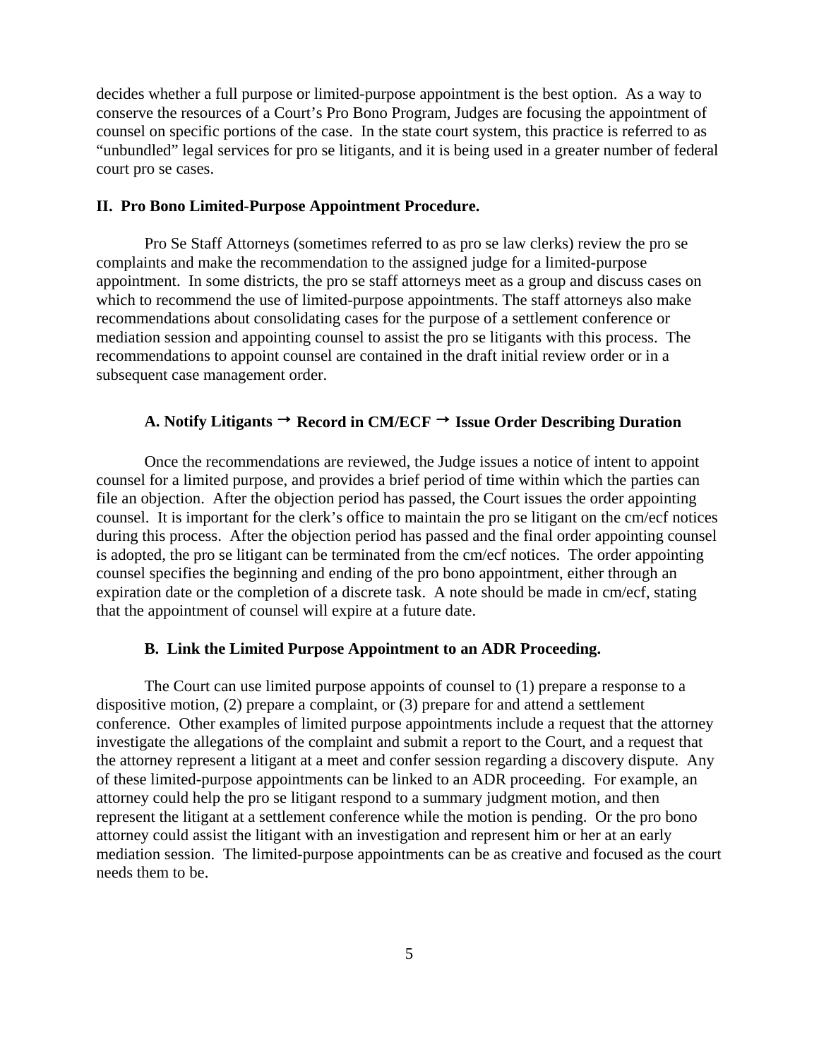decides whether a full purpose or limited-purpose appointment is the best option. As a way to conserve the resources of a Court's Pro Bono Program, Judges are focusing the appointment of counsel on specific portions of the case. In the state court system, this practice is referred to as "unbundled" legal services for pro se litigants, and it is being used in a greater number of federal court pro se cases.

## II. Pro Bono Limited-Purpose Appointment Procedure.

Pro Se Staff Attorneys (sometimes referred to as pro se law clerks) review the pro se complaints and make the recommendation to the assigned judge for a limited-purpose appointment. In some districts, the pro se staff attorneys meet as a group and discuss cases on which to recommend the use of limited-purpose appointments. The staff attorneys also make recommendations about consolidating cases for the purpose of a settlement conference or mediation session and appointing counsel to assist the pro se litigants with this process. The recommendations to appoint counsel are contained in the draft initial review order or in a subsequent case management order.

### A. Notify Litigants → Record in CM/ECF → Issue Order Describing Duration

Once the recommendations are reviewed, the Judge issues a notice of intent to appoint counsel for a limited purpose, and provides a brief period of time within which the parties can file an objection. After the objection period has passed, the Court issues the order appointing counsel. It is important for the clerk's office to maintain the pro se litigant on the cm/ecf notices during this process. After the objection period has passed and the final order appointing counsel is adopted, the pro se litigant can be terminated from the cm/ecf notices. The order appointing counsel specifies the beginning and ending of the pro bono appointment, either through an expiration date or the completion of a discrete task. A note should be made in cm/ecf, stating that the appointment of counsel will expire at a future date.

### B. Link the Limited Purpose Appointment to an ADR Proceeding.

The Court can use limited purpose appoints of counsel to (1) prepare a response to a dispositive motion, (2) prepare a complaint, or (3) prepare for and attend a settlement conference. Other examples of limited purpose appointments include a request that the attorney investigate the allegations of the complaint and submit a report to the Court, and a request that the attorney represent a litigant at a meet and confer session regarding a discovery dispute. Any of these limited-purpose appointments can be linked to an ADR proceeding. For example, an attorney could help the pro se litigant respond to a summary judgment motion, and then represent the litigant at a settlement conference while the motion is pending. Or the pro bono attorney could assist the litigant with an investigation and represent him or her at an early mediation session. The limited-purpose appointments can be as creative and focused as the court needs them to be.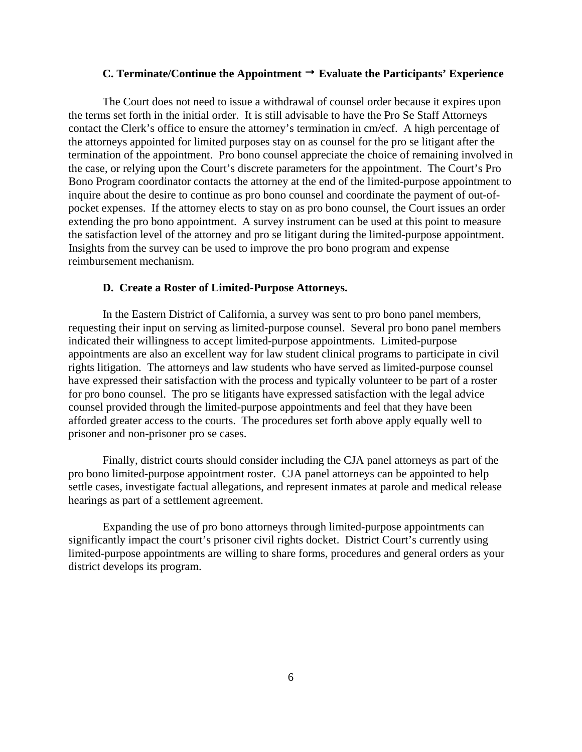### C. Terminate/Continue the Appointment → Evaluate the Participants' Experience

The Court does not need to issue a withdrawal of counsel order because it expires upon the terms set forth in the initial order. It is still advisable to have the Pro Se Staff Attorneys contact the Clerk's office to ensure the attorney's termination in cm/ecf. A high percentage of the attorneys appointed for limited purposes stay on as counsel for the pro se litigant after the termination of the appointment. Pro bono counsel appreciate the choice of remaining involved in the case, or relying upon the Court's discrete parameters for the appointment. The Court's Pro Bono Program coordinator contacts the attorney at the end of the limited-purpose appointment to inquire about the desire to continue as pro bono counsel and coordinate the payment of out-of-pocket expenses. If the attorney elects to stay on as pro bono counsel, the Court issues an order extending the pro bono appointment. A survey instrument can be used at this point to measure the satisfaction level of the attorney and pro se litigant during the limited-purpose appointment. Insights from the survey can be used to improve the pro bono program and expense reimbursement mechanism.

### D. Create a Roster of Limited-Purpose Attorneys.

In the Eastern District of California, a survey was sent to pro bono panel members, requesting their input on serving as limited-purpose counsel. Several pro bono panel members indicated their willingness to accept limited-purpose appointments. Limited-purpose appointments are also an excellent way for law student clinical programs to participate in civil rights litigation. The attorneys and law students who have served as limited-purpose counsel have expressed their satisfaction with the process and typically volunteer to be part of a roster for pro bono counsel. The pro se litigants have expressed satisfaction with the legal advice counsel provided through the limited-purpose appointments and feel that they have been afforded greater access to the courts. The procedures set forth above apply equally well to prisoner and non-prisoner pro se cases.

Finally, district courts should consider including the CJA panel attorneys as part of the pro bono limited-purpose appointment roster. CJA panel attorneys can be appointed to help settle cases, investigate factual allegations, and represent inmates at parole and medical release hearings as part of a settlement agreement.

Expanding the use of pro bono attorneys through limited-purpose appointments can significantly impact the court's prisoner civil rights docket. District Court's currently using limited-purpose appointments are willing to share forms, procedures and general orders as your district develops its program.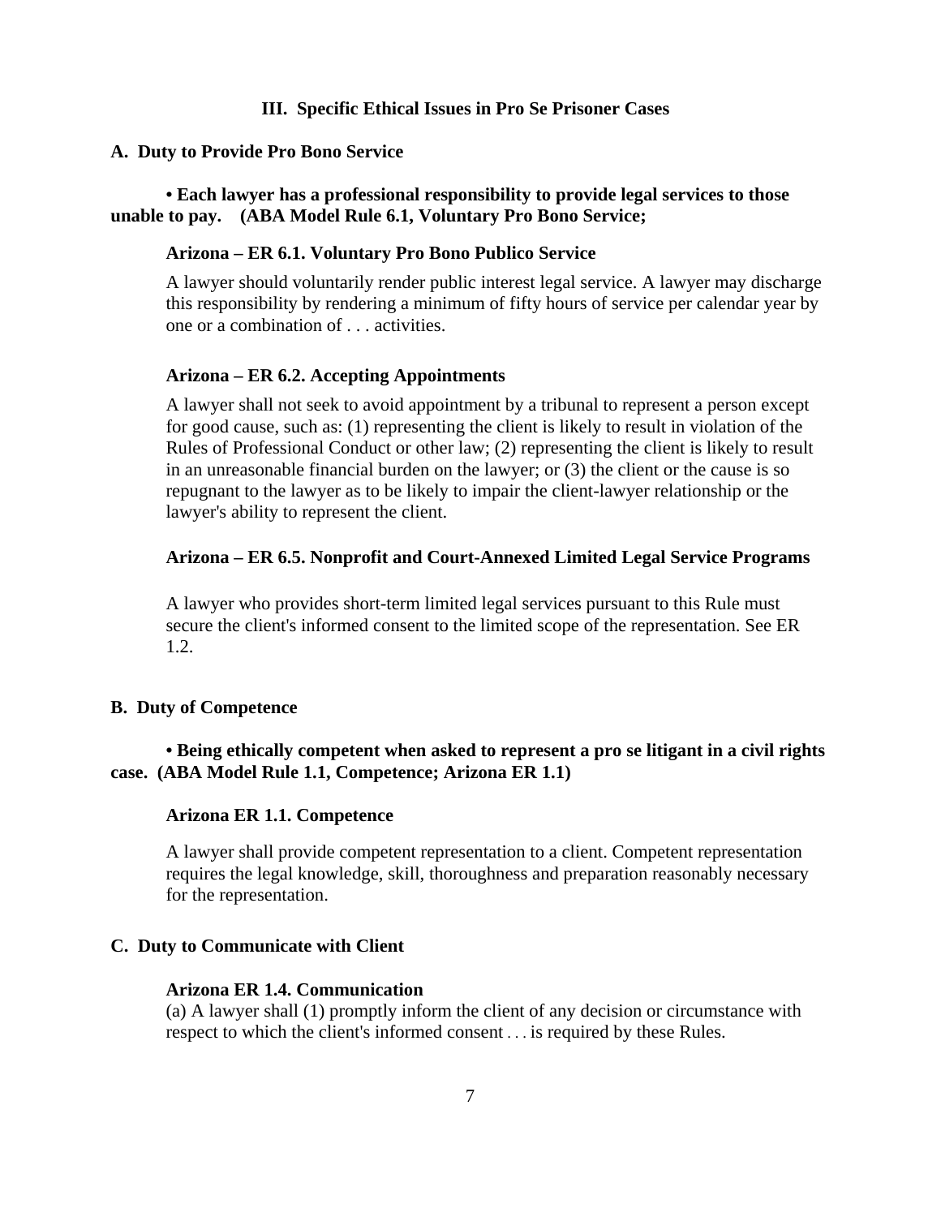### III. Specific Ethical Issues in Pro Se Prisoner Cases

#### A. Duty to Provide Pro Bono Service

**• Each lawyer has a professional responsibility to provide legal services to those unable to pay. (ABA Model Rule 6.1, Voluntary Pro Bono Service;**

**Arizona – ER 6.1. Voluntary Pro Bono Publico Service**

A lawyer should voluntarily render public interest legal service. A lawyer may discharge this responsibility by rendering a minimum of fifty hours of service per calendar year by one or a combination of . . . activities.

**Arizona – ER 6.2. Accepting Appointments**

A lawyer shall not seek to avoid appointment by a tribunal to represent a person except for good cause, such as: (1) representing the client is likely to result in violation of the Rules of Professional Conduct or other law; (2) representing the client is likely to result in an unreasonable financial burden on the lawyer; or (3) the client or the cause is so repugnant to the lawyer as to be likely to impair the client-lawyer relationship or the lawyer's ability to represent the client.

**Arizona – ER 6.5. Nonprofit and Court-Annexed Limited Legal Service Programs**

A lawyer who provides short-term limited legal services pursuant to this Rule must secure the client's informed consent to the limited scope of the representation. See ER 1.2.

#### B. Duty of Competence

**• Being ethically competent when asked to represent a pro se litigant in a civil rights case. (ABA Model Rule 1.1, Competence; Arizona ER 1.1)**

**Arizona ER 1.1. Competence**

A lawyer shall provide competent representation to a client. Competent representation requires the legal knowledge, skill, thoroughness and preparation reasonably necessary for the representation.

#### C. Duty to Communicate with Client

**Arizona ER 1.4. Communication**

(a) A lawyer shall (1) promptly inform the client of any decision or circumstance with respect to which the client's informed consent . . . is required by these Rules.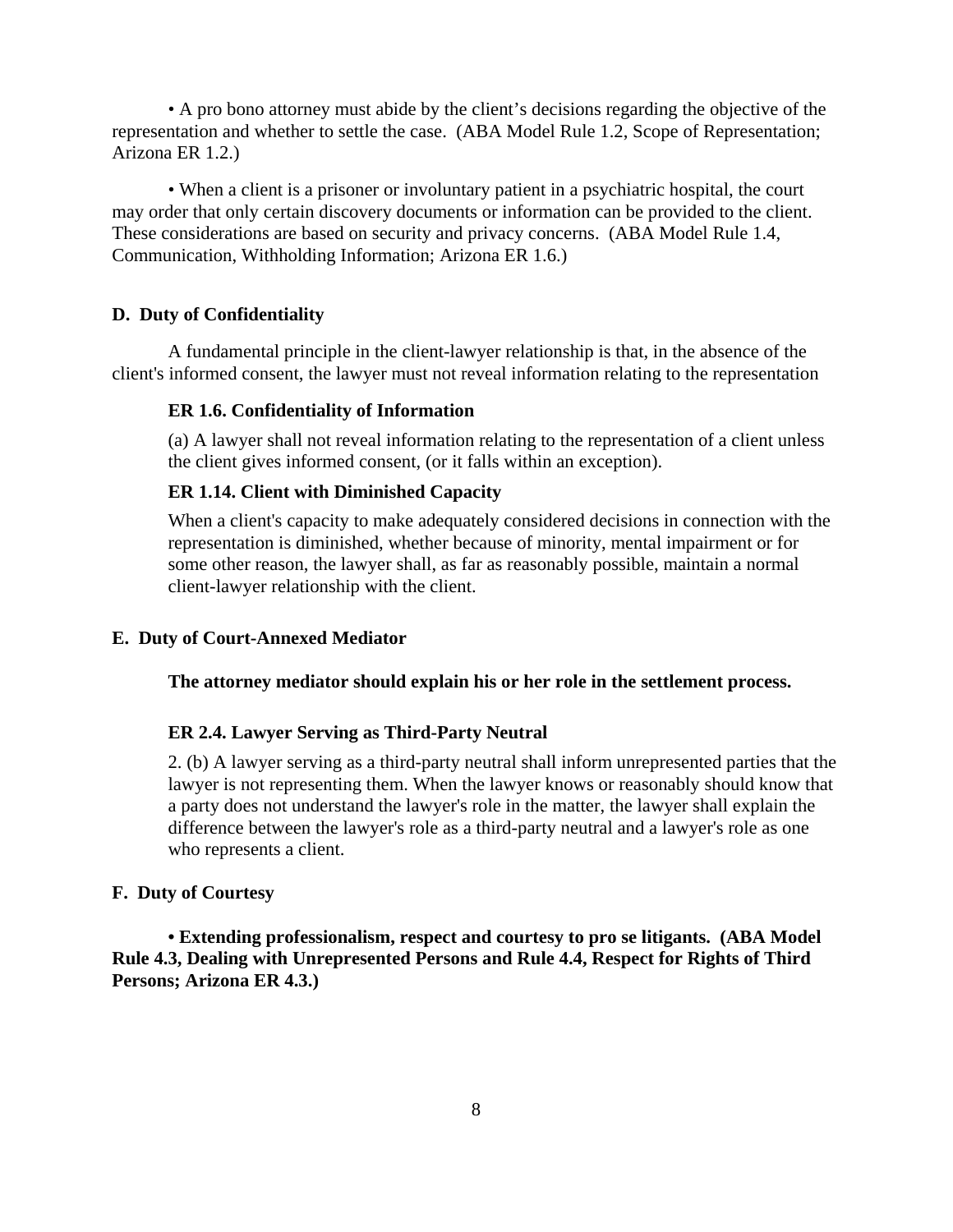• A pro bono attorney must abide by the client's decisions regarding the objective of the representation and whether to settle the case. (ABA Model Rule 1.2, Scope of Representation; Arizona ER 1.2.)

• When a client is a prisoner or involuntary patient in a psychiatric hospital, the court may order that only certain discovery documents or information can be provided to the client. These considerations are based on security and privacy concerns. (ABA Model Rule 1.4, Communication, Withholding Information; Arizona ER 1.6.)

### D. Duty of Confidentiality

A fundamental principle in the client-lawyer relationship is that, in the absence of the client's informed consent, the lawyer must not reveal information relating to the representation

> **ER 1.6. Confidentiality of Information**
>
> (a) A lawyer shall not reveal information relating to the representation of a client unless the client gives informed consent, (or it falls within an exception).
>
> **ER 1.14. Client with Diminished Capacity**
>
> When a client's capacity to make adequately considered decisions in connection with the representation is diminished, whether because of minority, mental impairment or for some other reason, the lawyer shall, as far as reasonably possible, maintain a normal client-lawyer relationship with the client.

### E. Duty of Court-Annexed Mediator

**The attorney mediator should explain his or her role in the settlement process.**

> **ER 2.4. Lawyer Serving as Third-Party Neutral**
>
> 2. (b) A lawyer serving as a third-party neutral shall inform unrepresented parties that the lawyer is not representing them. When the lawyer knows or reasonably should know that a party does not understand the lawyer's role in the matter, the lawyer shall explain the difference between the lawyer's role as a third-party neutral and a lawyer's role as one who represents a client.

### F. Duty of Courtesy

**• Extending professionalism, respect and courtesy to pro se litigants. (ABA Model Rule 4.3, Dealing with Unrepresented Persons and Rule 4.4, Respect for Rights of Third Persons; Arizona ER 4.3.)**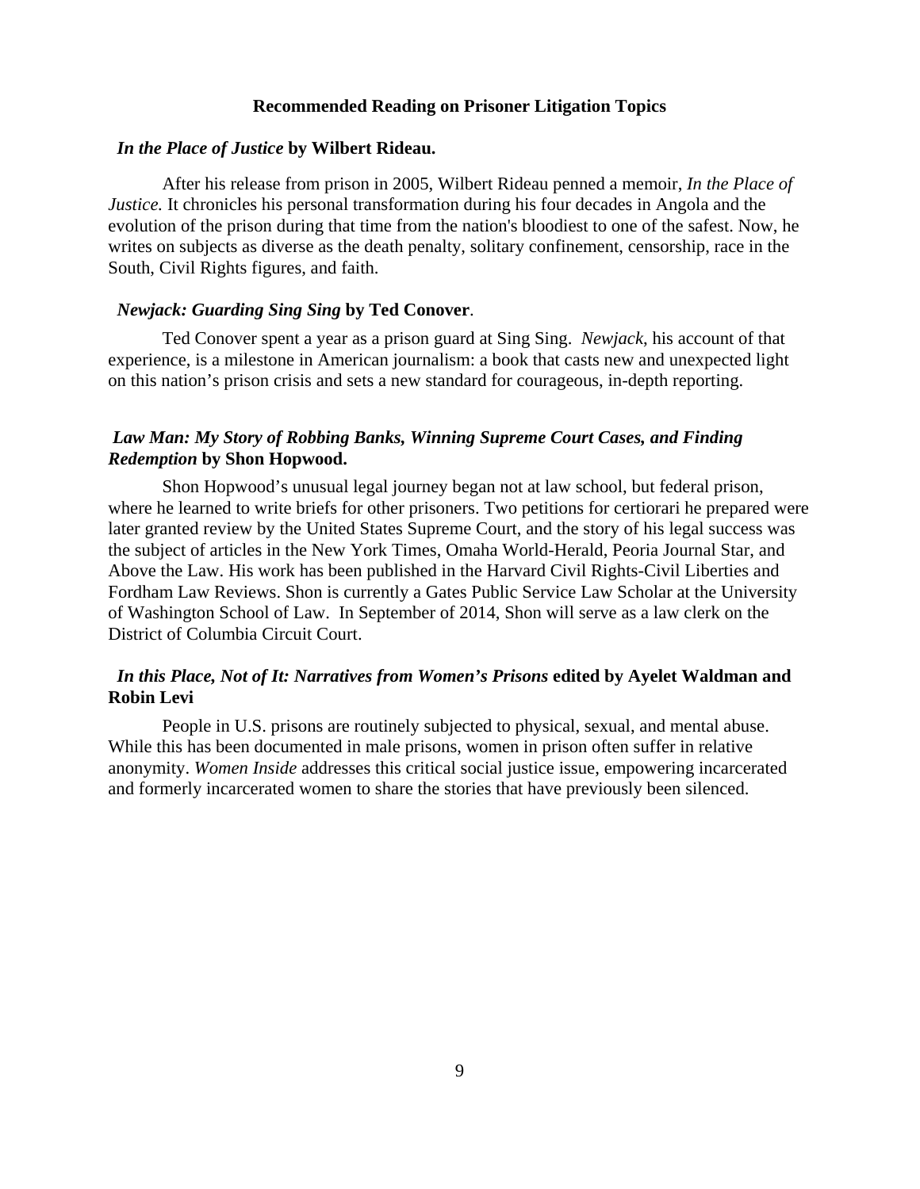## Recommended Reading on Prisoner Litigation Topics

***In the Place of Justice* by Wilbert Rideau.**

After his release from prison in 2005, Wilbert Rideau penned a memoir, *In the Place of Justice.* It chronicles his personal transformation during his four decades in Angola and the evolution of the prison during that time from the nation's bloodiest to one of the safest. Now, he writes on subjects as diverse as the death penalty, solitary confinement, censorship, race in the South, Civil Rights figures, and faith.

***Newjack: Guarding Sing Sing* by Ted Conover**.

Ted Conover spent a year as a prison guard at Sing Sing. *Newjack*, his account of that experience, is a milestone in American journalism: a book that casts new and unexpected light on this nation's prison crisis and sets a new standard for courageous, in-depth reporting.

***Law Man: My Story of Robbing Banks, Winning Supreme Court Cases, and Finding Redemption* by Shon Hopwood.**

Shon Hopwood's unusual legal journey began not at law school, but federal prison, where he learned to write briefs for other prisoners. Two petitions for certiorari he prepared were later granted review by the United States Supreme Court, and the story of his legal success was the subject of articles in the New York Times, Omaha World-Herald, Peoria Journal Star, and Above the Law. His work has been published in the Harvard Civil Rights-Civil Liberties and Fordham Law Reviews. Shon is currently a Gates Public Service Law Scholar at the University of Washington School of Law. In September of 2014, Shon will serve as a law clerk on the District of Columbia Circuit Court.

***In this Place, Not of It: Narratives from Women's Prisons* edited by Ayelet Waldman and Robin Levi**

People in U.S. prisons are routinely subjected to physical, sexual, and mental abuse. While this has been documented in male prisons, women in prison often suffer in relative anonymity. *Women Inside* addresses this critical social justice issue, empowering incarcerated and formerly incarcerated women to share the stories that have previously been silenced.